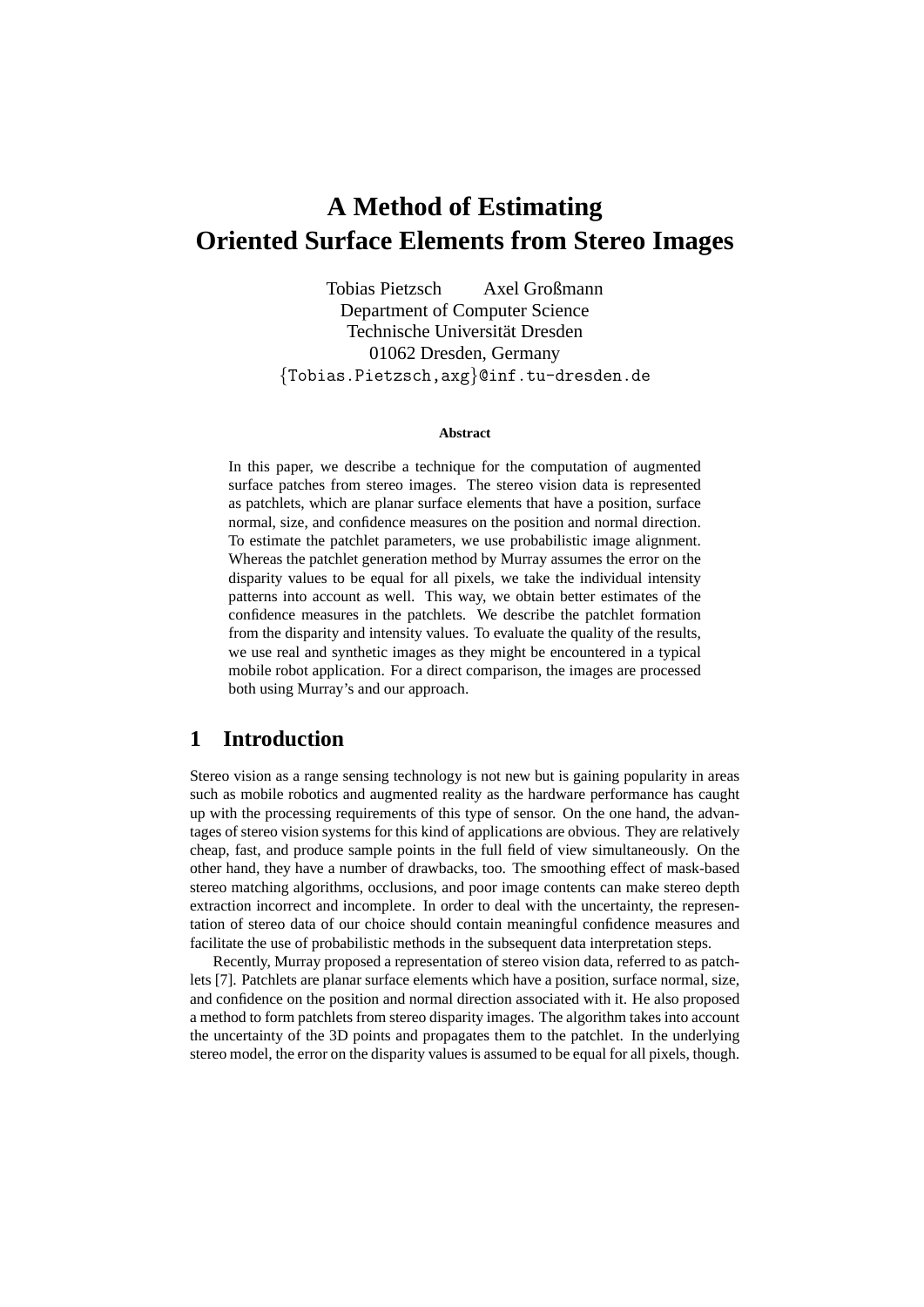# A Method of Estimating Oriented Surface Elements from Stereo Images

Tobias Pietzsch  Axel Großmann
Department of Computer Science
Technische Universität Dresden
01062 Dresden, Germany
{Tobias.Pietzsch,axg}@inf.tu-dresden.de

**Abstract**

In this paper, we describe a technique for the computation of augmented surface patches from stereo images. The stereo vision data is represented as patchlets, which are planar surface elements that have a position, surface normal, size, and confidence measures on the position and normal direction. To estimate the patchlet parameters, we use probabilistic image alignment. Whereas the patchlet generation method by Murray assumes the error on the disparity values to be equal for all pixels, we take the individual intensity patterns into account as well. This way, we obtain better estimates of the confidence measures in the patchlets. We describe the patchlet formation from the disparity and intensity values. To evaluate the quality of the results, we use real and synthetic images as they might be encountered in a typical mobile robot application. For a direct comparison, the images are processed both using Murray's and our approach.

## 1 Introduction

Stereo vision as a range sensing technology is not new but is gaining popularity in areas such as mobile robotics and augmented reality as the hardware performance has caught up with the processing requirements of this type of sensor. On the one hand, the advantages of stereo vision systems for this kind of applications are obvious. They are relatively cheap, fast, and produce sample points in the full field of view simultaneously. On the other hand, they have a number of drawbacks, too. The smoothing effect of mask-based stereo matching algorithms, occlusions, and poor image contents can make stereo depth extraction incorrect and incomplete. In order to deal with the uncertainty, the representation of stereo data of our choice should contain meaningful confidence measures and facilitate the use of probabilistic methods in the subsequent data interpretation steps.

Recently, Murray proposed a representation of stereo vision data, referred to as patchlets [7]. Patchlets are planar surface elements which have a position, surface normal, size, and confidence on the position and normal direction associated with it. He also proposed a method to form patchlets from stereo disparity images. The algorithm takes into account the uncertainty of the 3D points and propagates them to the patchlet. In the underlying stereo model, the error on the disparity values is assumed to be equal for all pixels, though.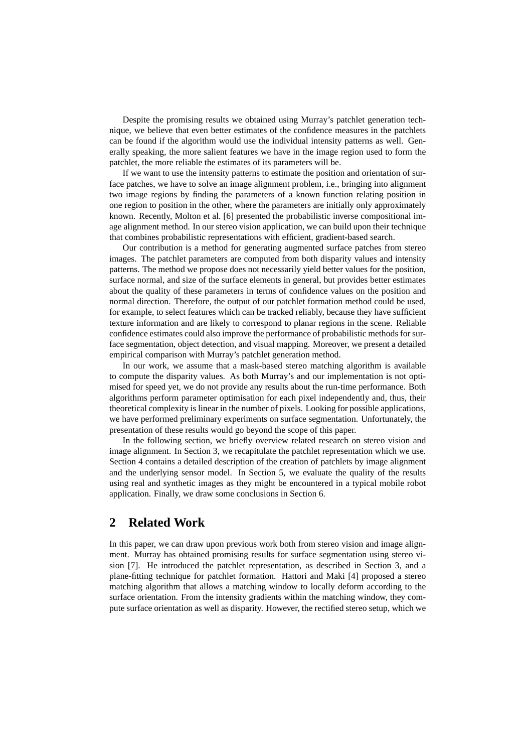Despite the promising results we obtained using Murray's patchlet generation technique, we believe that even better estimates of the confidence measures in the patchlets can be found if the algorithm would use the individual intensity patterns as well. Generally speaking, the more salient features we have in the image region used to form the patchlet, the more reliable the estimates of its parameters will be.

If we want to use the intensity patterns to estimate the position and orientation of surface patches, we have to solve an image alignment problem, i.e., bringing into alignment two image regions by finding the parameters of a known function relating position in one region to position in the other, where the parameters are initially only approximately known. Recently, Molton et al. [6] presented the probabilistic inverse compositional image alignment method. In our stereo vision application, we can build upon their technique that combines probabilistic representations with efficient, gradient-based search.

Our contribution is a method for generating augmented surface patches from stereo images. The patchlet parameters are computed from both disparity values and intensity patterns. The method we propose does not necessarily yield better values for the position, surface normal, and size of the surface elements in general, but provides better estimates about the quality of these parameters in terms of confidence values on the position and normal direction. Therefore, the output of our patchlet formation method could be used, for example, to select features which can be tracked reliably, because they have sufficient texture information and are likely to correspond to planar regions in the scene. Reliable confidence estimates could also improve the performance of probabilistic methods for surface segmentation, object detection, and visual mapping. Moreover, we present a detailed empirical comparison with Murray's patchlet generation method.

In our work, we assume that a mask-based stereo matching algorithm is available to compute the disparity values. As both Murray's and our implementation is not optimised for speed yet, we do not provide any results about the run-time performance. Both algorithms perform parameter optimisation for each pixel independently and, thus, their theoretical complexity is linear in the number of pixels. Looking for possible applications, we have performed preliminary experiments on surface segmentation. Unfortunately, the presentation of these results would go beyond the scope of this paper.

In the following section, we briefly overview related research on stereo vision and image alignment. In Section 3, we recapitulate the patchlet representation which we use. Section 4 contains a detailed description of the creation of patchlets by image alignment and the underlying sensor model. In Section 5, we evaluate the quality of the results using real and synthetic images as they might be encountered in a typical mobile robot application. Finally, we draw some conclusions in Section 6.

## 2 Related Work

In this paper, we can draw upon previous work both from stereo vision and image alignment. Murray has obtained promising results for surface segmentation using stereo vision [7]. He introduced the patchlet representation, as described in Section 3, and a plane-fitting technique for patchlet formation. Hattori and Maki [4] proposed a stereo matching algorithm that allows a matching window to locally deform according to the surface orientation. From the intensity gradients within the matching window, they compute surface orientation as well as disparity. However, the rectified stereo setup, which we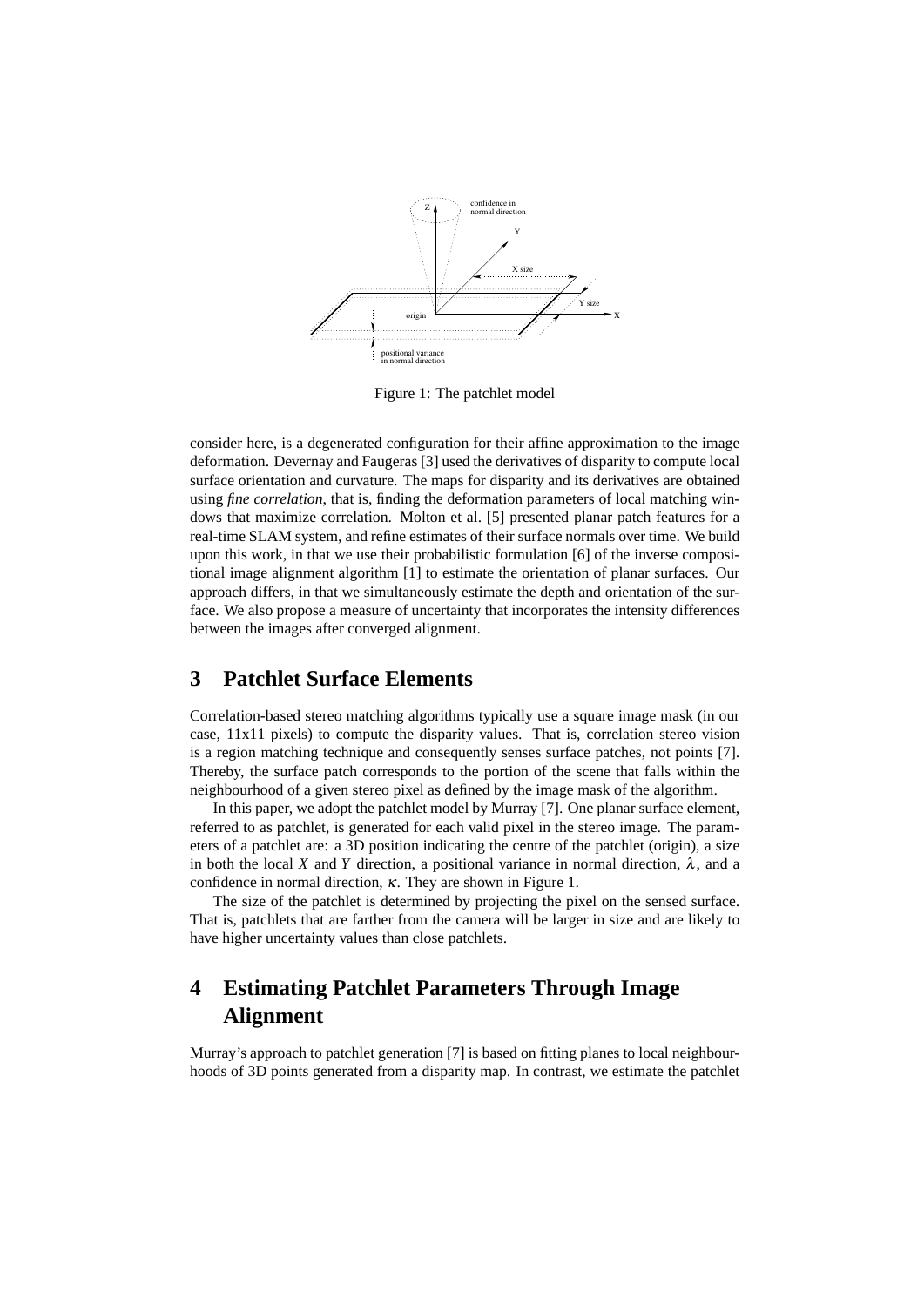Figure 1: The patchlet model

consider here, is a degenerated configuration for their affine approximation to the image deformation. Devernay and Faugeras [3] used the derivatives of disparity to compute local surface orientation and curvature. The maps for disparity and its derivatives are obtained using *fine correlation*, that is, finding the deformation parameters of local matching windows that maximize correlation. Molton et al. [5] presented planar patch features for a real-time SLAM system, and refine estimates of their surface normals over time. We build upon this work, in that we use their probabilistic formulation [6] of the inverse compositional image alignment algorithm [1] to estimate the orientation of planar surfaces. Our approach differs, in that we simultaneously estimate the depth and orientation of the surface. We also propose a measure of uncertainty that incorporates the intensity differences between the images after converged alignment.

# 3 Patchlet Surface Elements

Correlation-based stereo matching algorithms typically use a square image mask (in our case, 11x11 pixels) to compute the disparity values. That is, correlation stereo vision is a region matching technique and consequently senses surface patches, not points [7]. Thereby, the surface patch corresponds to the portion of the scene that falls within the neighbourhood of a given stereo pixel as defined by the image mask of the algorithm.

In this paper, we adopt the patchlet model by Murray [7]. One planar surface element, referred to as patchlet, is generated for each valid pixel in the stereo image. The parameters of a patchlet are: a 3D position indicating the centre of the patchlet (origin), a size in both the local $X$ and $Y$ direction, a positional variance in normal direction, $\lambda$, and a confidence in normal direction, $\kappa$. They are shown in Figure 1.

The size of the patchlet is determined by projecting the pixel on the sensed surface. That is, patchlets that are farther from the camera will be larger in size and are likely to have higher uncertainty values than close patchlets.

# 4 Estimating Patchlet Parameters Through Image Alignment

Murray's approach to patchlet generation [7] is based on fitting planes to local neighbourhoods of 3D points generated from a disparity map. In contrast, we estimate the patchlet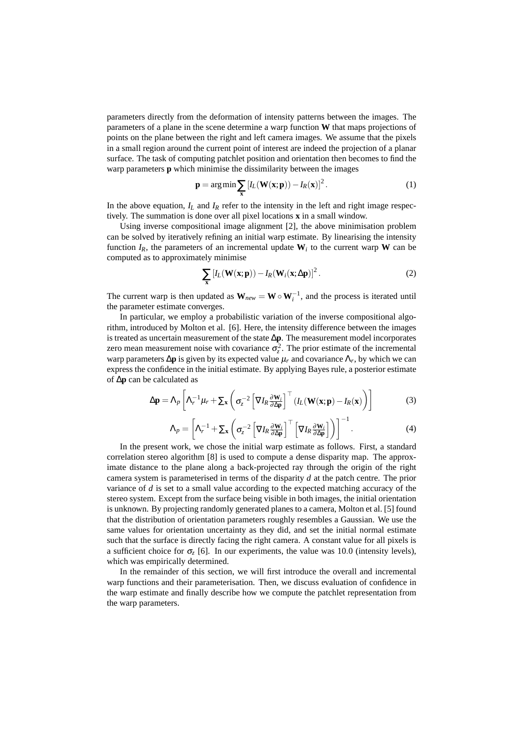parameters directly from the deformation of intensity patterns between the images. The parameters of a plane in the scene determine a warp function $\mathbf{W}$ that maps projections of points on the plane between the right and left camera images. We assume that the pixels in a small region around the current point of interest are indeed the projection of a planar surface. The task of computing patchlet position and orientation then becomes to find the warp parameters $\mathbf{p}$ which minimise the dissimilarity between the images

$$\mathbf{p} = \arg\min \sum_{\mathbf{x}} \left[ I_L(\mathbf{W}(\mathbf{x};\mathbf{p})) - I_R(\mathbf{x}) \right]^2 . \tag{1}$$

In the above equation, $I_L$ and $I_R$ refer to the intensity in the left and right image respectively. The summation is done over all pixel locations $\mathbf{x}$ in a small window.

Using inverse compositional image alignment [2], the above minimisation problem can be solved by iteratively refining an initial warp estimate. By linearising the intensity function $I_R$, the parameters of an incremental update $\mathbf{W}_i$ to the current warp $\mathbf{W}$ can be computed as to approximately minimise

$$\sum_{\mathbf{x}} \left[ I_L(\mathbf{W}(\mathbf{x};\mathbf{p})) - I_R(\mathbf{W}_i(\mathbf{x};\Delta\mathbf{p})) \right]^2 . \tag{2}$$

The current warp is then updated as $\mathbf{W}_{new} = \mathbf{W} \circ \mathbf{W}_i^{-1}$, and the process is iterated until the parameter estimate converges.

In particular, we employ a probabilistic variation of the inverse compositional algorithm, introduced by Molton et al. [6]. Here, the intensity difference between the images is treated as uncertain measurement of the state $\Delta\mathbf{p}$. The measurement model incorporates zero mean measurement noise with covariance $\sigma_z^2$. The prior estimate of the incremental warp parameters $\Delta\mathbf{p}$ is given by its expected value $\mu_r$ and covariance $\Lambda_r$, by which we can express the confidence in the initial estimate. By applying Bayes rule, a posterior estimate of $\Delta\mathbf{p}$ can be calculated as

$$\Delta\mathbf{p} = \Lambda_p \left[ \Lambda_r^{-1}\mu_r + \sum\nolimits_{\mathbf{x}} \left( \sigma_z^{-2} \left[ \nabla I_R \frac{\partial \mathbf{W}_i}{\partial \Delta\mathbf{p}} \right]^\top \left( I_L(\mathbf{W}(\mathbf{x};\mathbf{p}) - I_R(\mathbf{x}) \right) \right) \right] \tag{3}$$

$$\Lambda_p = \left[ \Lambda_r^{-1} + \sum\nolimits_{\mathbf{x}} \left( \sigma_z^{-2} \left[ \nabla I_R \frac{\partial \mathbf{W}_i}{\partial \Delta\mathbf{p}} \right]^\top \left[ \nabla I_R \frac{\partial \mathbf{W}_i}{\partial \Delta\mathbf{p}} \right] \right) \right]^{-1} . \tag{4}$$

In the present work, we chose the initial warp estimate as follows. First, a standard correlation stereo algorithm [8] is used to compute a dense disparity map. The approximate distance to the plane along a back-projected ray through the origin of the right camera system is parameterised in terms of the disparity $d$ at the patch centre. The prior variance of $d$ is set to a small value according to the expected matching accuracy of the stereo system. Except from the surface being visible in both images, the initial orientation is unknown. By projecting randomly generated planes to a camera, Molton et al. [5] found that the distribution of orientation parameters roughly resembles a Gaussian. We use the same values for orientation uncertainty as they did, and set the initial normal estimate such that the surface is directly facing the right camera. A constant value for all pixels is a sufficient choice for $\sigma_z$ [6]. In our experiments, the value was 10.0 (intensity levels), which was empirically determined.

In the remainder of this section, we will first introduce the overall and incremental warp functions and their parameterisation. Then, we discuss evaluation of confidence in the warp estimate and finally describe how we compute the patchlet representation from the warp parameters.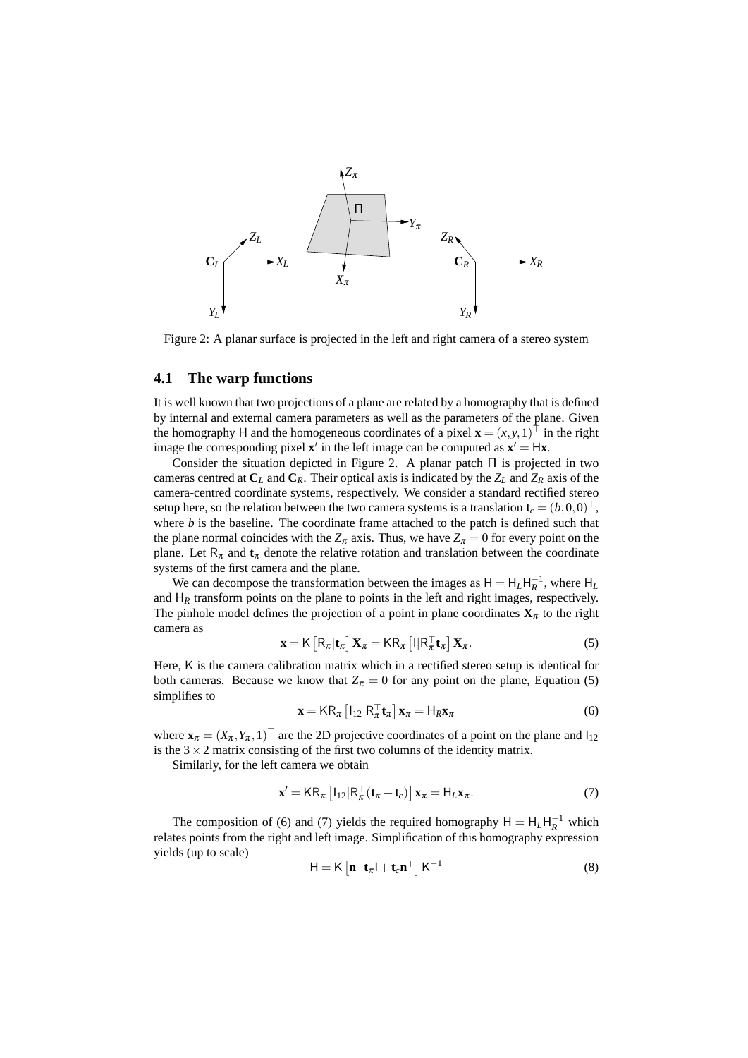Figure 2: A planar surface is projected in the left and right camera of a stereo system

## 4.1 The warp functions

It is well known that two projections of a plane are related by a homography that is defined by internal and external camera parameters as well as the parameters of the plane. Given the homography $\mathsf{H}$ and the homogeneous coordinates of a pixel $\mathbf{x} = (x, y, 1)^\top$ in the right image the corresponding pixel $\mathbf{x}'$ in the left image can be computed as $\mathbf{x}' = \mathsf{H}\mathbf{x}$.

Consider the situation depicted in Figure 2. A planar patch $\Pi$ is projected in two cameras centred at $\mathbf{C}_L$ and $\mathbf{C}_R$. Their optical axis is indicated by the $Z_L$ and $Z_R$ axis of the camera-centred coordinate systems, respectively. We consider a standard rectified stereo setup here, so the relation between the two camera systems is a translation $\mathbf{t}_c = (b, 0, 0)^\top$, where $b$ is the baseline. The coordinate frame attached to the patch is defined such that the plane normal coincides with the $Z_\pi$ axis. Thus, we have $Z_\pi = 0$ for every point on the plane. Let $\mathsf{R}_\pi$ and $\mathbf{t}_\pi$ denote the relative rotation and translation between the coordinate systems of the first camera and the plane.

We can decompose the transformation between the images as $\mathsf{H} = \mathsf{H}_L \mathsf{H}_R^{-1}$, where $\mathsf{H}_L$ and $\mathsf{H}_R$ transform points on the plane to points in the left and right images, respectively. The pinhole model defines the projection of a point in plane coordinates $\mathbf{X}_\pi$ to the right camera as

$$\mathbf{x} = \mathsf{K}\left[\mathsf{R}_\pi | \mathbf{t}_\pi\right] \mathbf{X}_\pi = \mathsf{K}\mathsf{R}_\pi \left[\mathsf{I} | \mathsf{R}_\pi^\top \mathbf{t}_\pi\right] \mathbf{X}_\pi. \tag{5}$$

Here, $\mathsf{K}$ is the camera calibration matrix which in a rectified stereo setup is identical for both cameras. Because we know that $Z_\pi = 0$ for any point on the plane, Equation (5) simplifies to

$$\mathbf{x} = \mathsf{K}\mathsf{R}_\pi \left[\mathsf{I}_{12} | \mathsf{R}_\pi^\top \mathbf{t}_\pi\right] \mathbf{x}_\pi = \mathsf{H}_R \mathbf{x}_\pi \tag{6}$$

where $\mathbf{x}_\pi = (X_\pi, Y_\pi, 1)^\top$ are the 2D projective coordinates of a point on the plane and $\mathsf{I}_{12}$ is the $3 \times 2$ matrix consisting of the first two columns of the identity matrix.

Similarly, for the left camera we obtain

$$\mathbf{x}' = \mathsf{K}\mathsf{R}_\pi \left[\mathsf{I}_{12} | \mathsf{R}_\pi^\top (\mathbf{t}_\pi + \mathbf{t}_c)\right] \mathbf{x}_\pi = \mathsf{H}_L \mathbf{x}_\pi. \tag{7}$$

The composition of (6) and (7) yields the required homography $\mathsf{H} = \mathsf{H}_L \mathsf{H}_R^{-1}$ which relates points from the right and left image. Simplification of this homography expression yields (up to scale)

$$\mathsf{H} = \mathsf{K}\left[\mathbf{n}^\top \mathbf{t}_\pi \mathsf{I} + \mathbf{t}_c \mathbf{n}^\top\right] \mathsf{K}^{-1} \tag{8}$$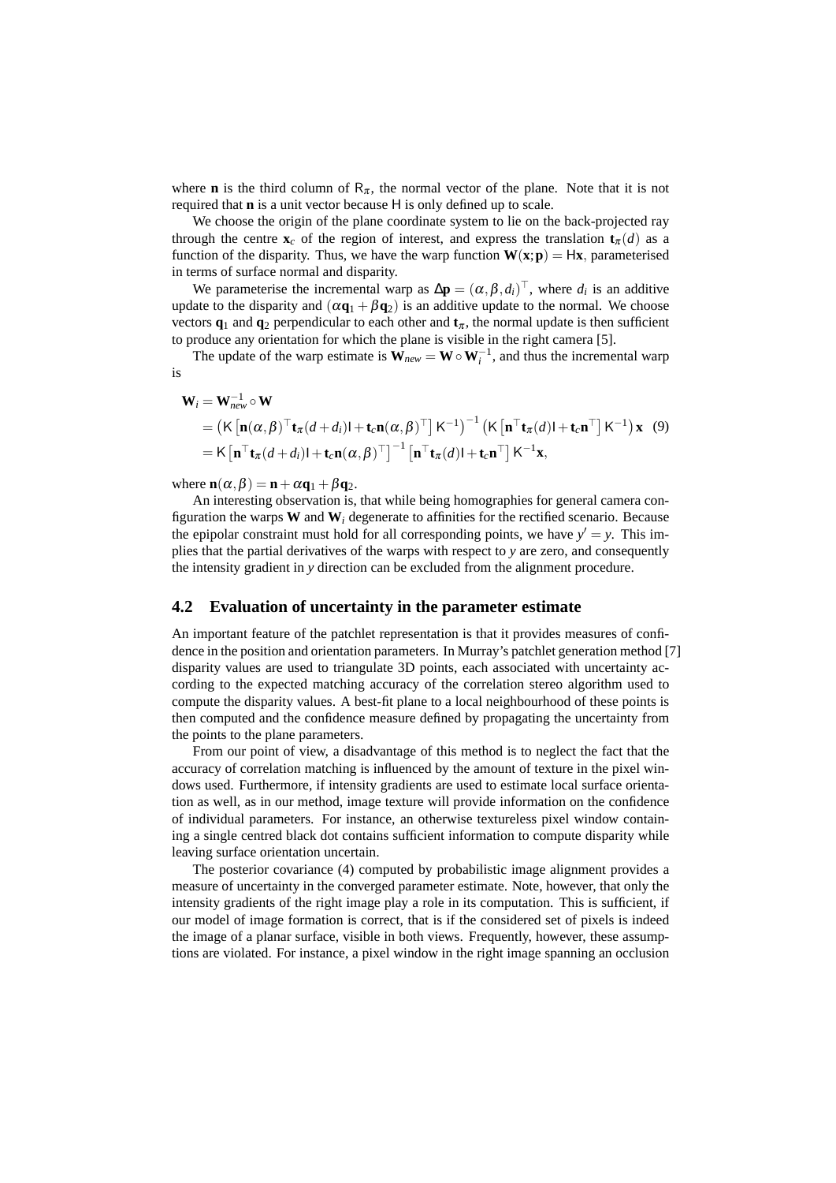where $\mathbf{n}$ is the third column of $\mathsf{R}_\pi$, the normal vector of the plane. Note that it is not required that $\mathbf{n}$ is a unit vector because $\mathsf{H}$ is only defined up to scale.

We choose the origin of the plane coordinate system to lie on the back-projected ray through the centre $\mathbf{x}_c$ of the region of interest, and express the translation $\mathbf{t}_\pi(d)$ as a function of the disparity. Thus, we have the warp function $\mathbf{W}(\mathbf{x};\mathbf{p}) = \mathsf{H}\mathbf{x}$, parameterised in terms of surface normal and disparity.

We parameterise the incremental warp as $\Delta\mathbf{p} = (\alpha, \beta, d_i)^\top$, where $d_i$ is an additive update to the disparity and $(\alpha\mathbf{q}_1 + \beta\mathbf{q}_2)$ is an additive update to the normal. We choose vectors $\mathbf{q}_1$ and $\mathbf{q}_2$ perpendicular to each other and $\mathbf{t}_\pi$, the normal update is then sufficient to produce any orientation for which the plane is visible in the right camera [5].

The update of the warp estimate is $\mathbf{W}_{new} = \mathbf{W} \circ \mathbf{W}_i^{-1}$, and thus the incremental warp is

$$
\begin{aligned}
\mathbf{W}_i &= \mathbf{W}_{new}^{-1} \circ \mathbf{W} \\
&= \left(\mathsf{K}\left[\mathbf{n}(\alpha,\beta)^\top \mathbf{t}_\pi(d+d_i)\mathsf{I} + \mathbf{t}_c \mathbf{n}(\alpha,\beta)^\top\right]\mathsf{K}^{-1}\right)^{-1}\left(\mathsf{K}\left[\mathbf{n}^\top \mathbf{t}_\pi(d)\mathsf{I} + \mathbf{t}_c\mathbf{n}^\top\right]\mathsf{K}^{-1}\right)\mathbf{x} \quad (9)\\
&= \mathsf{K}\left[\mathbf{n}^\top \mathbf{t}_\pi(d+d_i)\mathsf{I} + \mathbf{t}_c\mathbf{n}(\alpha,\beta)^\top\right]^{-1}\left[\mathbf{n}^\top \mathbf{t}_\pi(d)\mathsf{I} + \mathbf{t}_c\mathbf{n}^\top\right]\mathsf{K}^{-1}\mathbf{x},
\end{aligned}
$$

where $\mathbf{n}(\alpha,\beta) = \mathbf{n} + \alpha\mathbf{q}_1 + \beta\mathbf{q}_2$.

An interesting observation is, that while being homographies for general camera configuration the warps $\mathbf{W}$ and $\mathbf{W}_i$ degenerate to affinities for the rectified scenario. Because the epipolar constraint must hold for all corresponding points, we have $y' = y$. This implies that the partial derivatives of the warps with respect to $y$ are zero, and consequently the intensity gradient in $y$ direction can be excluded from the alignment procedure.

## 4.2 Evaluation of uncertainty in the parameter estimate

An important feature of the patchlet representation is that it provides measures of confidence in the position and orientation parameters. In Murray's patchlet generation method [7] disparity values are used to triangulate 3D points, each associated with uncertainty according to the expected matching accuracy of the correlation stereo algorithm used to compute the disparity values. A best-fit plane to a local neighbourhood of these points is then computed and the confidence measure defined by propagating the uncertainty from the points to the plane parameters.

From our point of view, a disadvantage of this method is to neglect the fact that the accuracy of correlation matching is influenced by the amount of texture in the pixel windows used. Furthermore, if intensity gradients are used to estimate local surface orientation as well, as in our method, image texture will provide information on the confidence of individual parameters. For instance, an otherwise textureless pixel window containing a single centred black dot contains sufficient information to compute disparity while leaving surface orientation uncertain.

The posterior covariance (4) computed by probabilistic image alignment provides a measure of uncertainty in the converged parameter estimate. Note, however, that only the intensity gradients of the right image play a role in its computation. This is sufficient, if our model of image formation is correct, that is if the considered set of pixels is indeed the image of a planar surface, visible in both views. Frequently, however, these assumptions are violated. For instance, a pixel window in the right image spanning an occlusion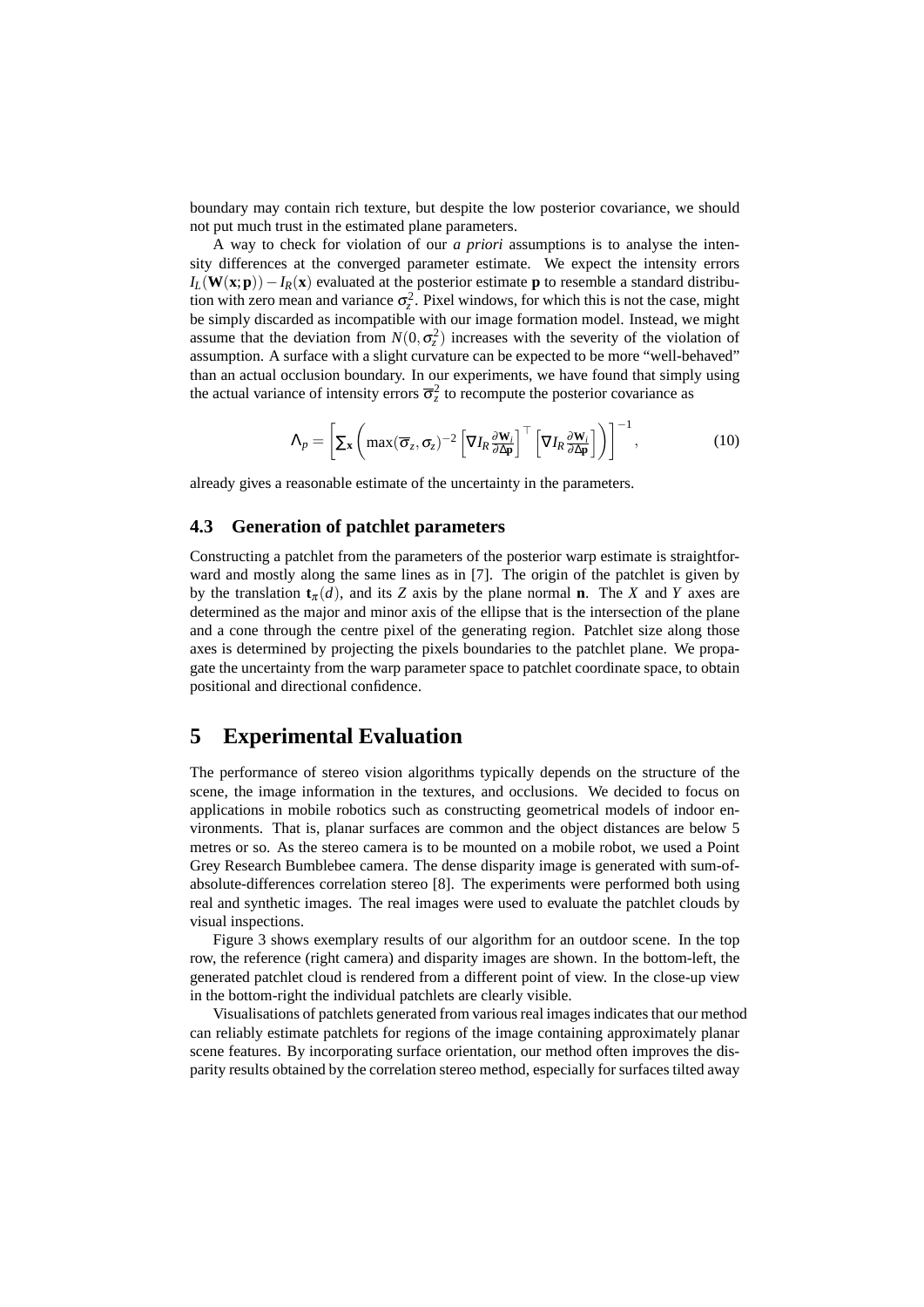boundary may contain rich texture, but despite the low posterior covariance, we should not put much trust in the estimated plane parameters.

A way to check for violation of our *a priori* assumptions is to analyse the intensity differences at the converged parameter estimate. We expect the intensity errors $I_L(\mathbf{W}(\mathbf{x};\mathbf{p})) - I_R(\mathbf{x})$ evaluated at the posterior estimate $\mathbf{p}$ to resemble a standard distribution with zero mean and variance $\sigma_z^2$. Pixel windows, for which this is not the case, might be simply discarded as incompatible with our image formation model. Instead, we might assume that the deviation from $N(0,\sigma_z^2)$ increases with the severity of the violation of assumption. A surface with a slight curvature can be expected to be more "well-behaved" than an actual occlusion boundary. In our experiments, we have found that simply using the actual variance of intensity errors $\overline{\sigma}_z^2$ to recompute the posterior covariance as

$$\Lambda_p = \left[ \sum_{\mathbf{x}} \left( \max(\overline{\sigma}_z, \sigma_z)^{-2} \left[ \nabla I_R \frac{\partial \mathbf{W}_i}{\partial \Delta \mathbf{p}} \right]^\top \left[ \nabla I_R \frac{\partial \mathbf{W}_i}{\partial \Delta \mathbf{p}} \right] \right) \right]^{-1}, \tag{10}$$

already gives a reasonable estimate of the uncertainty in the parameters.

### 4.3 Generation of patchlet parameters

Constructing a patchlet from the parameters of the posterior warp estimate is straightforward and mostly along the same lines as in [7]. The origin of the patchlet is given by by the translation $\mathbf{t}_\pi(d)$, and its $Z$ axis by the plane normal $\mathbf{n}$. The $X$ and $Y$ axes are determined as the major and minor axis of the ellipse that is the intersection of the plane and a cone through the centre pixel of the generating region. Patchlet size along those axes is determined by projecting the pixels boundaries to the patchlet plane. We propagate the uncertainty from the warp parameter space to patchlet coordinate space, to obtain positional and directional confidence.

## 5 Experimental Evaluation

The performance of stereo vision algorithms typically depends on the structure of the scene, the image information in the textures, and occlusions. We decided to focus on applications in mobile robotics such as constructing geometrical models of indoor environments. That is, planar surfaces are common and the object distances are below 5 metres or so. As the stereo camera is to be mounted on a mobile robot, we used a Point Grey Research Bumblebee camera. The dense disparity image is generated with sum-of-absolute-differences correlation stereo [8]. The experiments were performed both using real and synthetic images. The real images were used to evaluate the patchlet clouds by visual inspections.

Figure 3 shows exemplary results of our algorithm for an outdoor scene. In the top row, the reference (right camera) and disparity images are shown. In the bottom-left, the generated patchlet cloud is rendered from a different point of view. In the close-up view in the bottom-right the individual patchlets are clearly visible.

Visualisations of patchlets generated from various real images indicates that our method can reliably estimate patchlets for regions of the image containing approximately planar scene features. By incorporating surface orientation, our method often improves the disparity results obtained by the correlation stereo method, especially for surfaces tilted away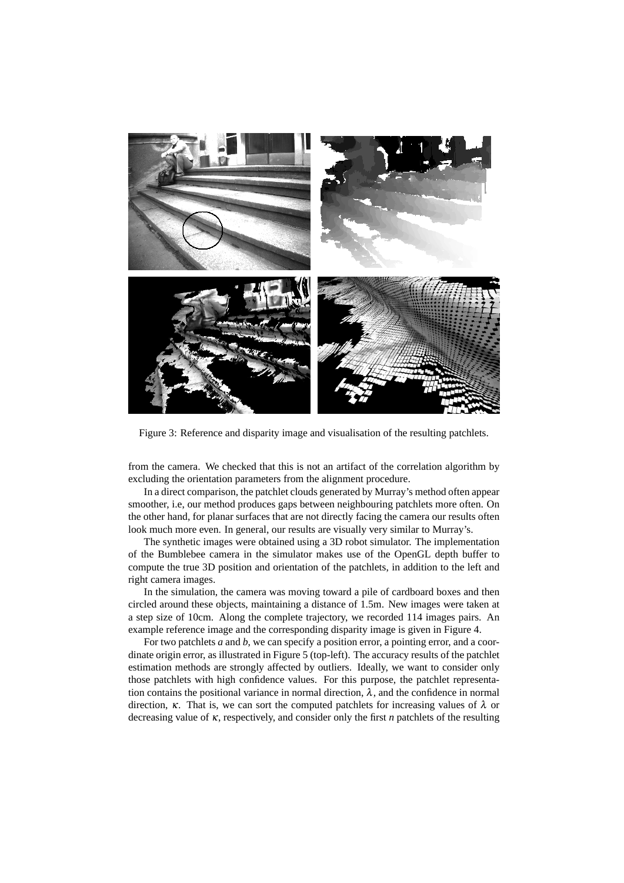Figure 3: Reference and disparity image and visualisation of the resulting patchlets.

from the camera. We checked that this is not an artifact of the correlation algorithm by excluding the orientation parameters from the alignment procedure.

In a direct comparison, the patchlet clouds generated by Murray's method often appear smoother, i.e, our method produces gaps between neighbouring patchlets more often. On the other hand, for planar surfaces that are not directly facing the camera our results often look much more even. In general, our results are visually very similar to Murray's.

The synthetic images were obtained using a 3D robot simulator. The implementation of the Bumblebee camera in the simulator makes use of the OpenGL depth buffer to compute the true 3D position and orientation of the patchlets, in addition to the left and right camera images.

In the simulation, the camera was moving toward a pile of cardboard boxes and then circled around these objects, maintaining a distance of 1.5m. New images were taken at a step size of 10cm. Along the complete trajectory, we recorded 114 images pairs. An example reference image and the corresponding disparity image is given in Figure 4.

For two patchlets $a$ and $b$, we can specify a position error, a pointing error, and a coordinate origin error, as illustrated in Figure 5 (top-left). The accuracy results of the patchlet estimation methods are strongly affected by outliers. Ideally, we want to consider only those patchlets with high confidence values. For this purpose, the patchlet representation contains the positional variance in normal direction, $\lambda$, and the confidence in normal direction, $\kappa$. That is, we can sort the computed patchlets for increasing values of $\lambda$ or decreasing value of $\kappa$, respectively, and consider only the first $n$ patchlets of the resulting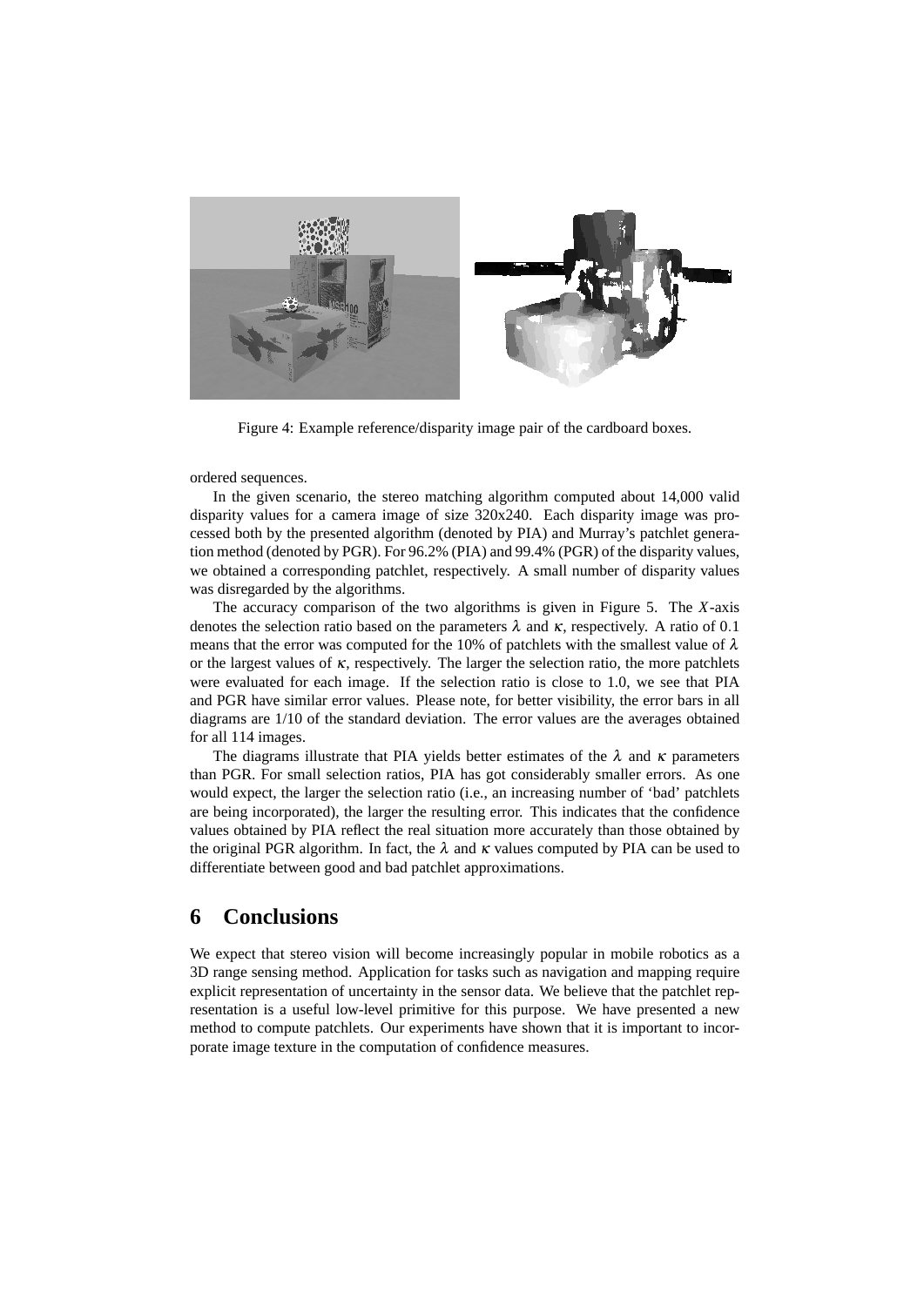Figure 4: Example reference/disparity image pair of the cardboard boxes.

ordered sequences.

In the given scenario, the stereo matching algorithm computed about 14,000 valid disparity values for a camera image of size 320x240. Each disparity image was processed both by the presented algorithm (denoted by PIA) and Murray's patchlet generation method (denoted by PGR). For 96.2% (PIA) and 99.4% (PGR) of the disparity values, we obtained a corresponding patchlet, respectively. A small number of disparity values was disregarded by the algorithms.

The accuracy comparison of the two algorithms is given in Figure 5. The $X$-axis denotes the selection ratio based on the parameters $\lambda$ and $\kappa$, respectively. A ratio of $0.1$ means that the error was computed for the 10% of patchlets with the smallest value of $\lambda$ or the largest values of $\kappa$, respectively. The larger the selection ratio, the more patchlets were evaluated for each image. If the selection ratio is close to 1.0, we see that PIA and PGR have similar error values. Please note, for better visibility, the error bars in all diagrams are 1/10 of the standard deviation. The error values are the averages obtained for all 114 images.

The diagrams illustrate that PIA yields better estimates of the $\lambda$ and $\kappa$ parameters than PGR. For small selection ratios, PIA has got considerably smaller errors. As one would expect, the larger the selection ratio (i.e., an increasing number of 'bad' patchlets are being incorporated), the larger the resulting error. This indicates that the confidence values obtained by PIA reflect the real situation more accurately than those obtained by the original PGR algorithm. In fact, the $\lambda$ and $\kappa$ values computed by PIA can be used to differentiate between good and bad patchlet approximations.

# 6 Conclusions

We expect that stereo vision will become increasingly popular in mobile robotics as a 3D range sensing method. Application for tasks such as navigation and mapping require explicit representation of uncertainty in the sensor data. We believe that the patchlet representation is a useful low-level primitive for this purpose. We have presented a new method to compute patchlets. Our experiments have shown that it is important to incorporate image texture in the computation of confidence measures.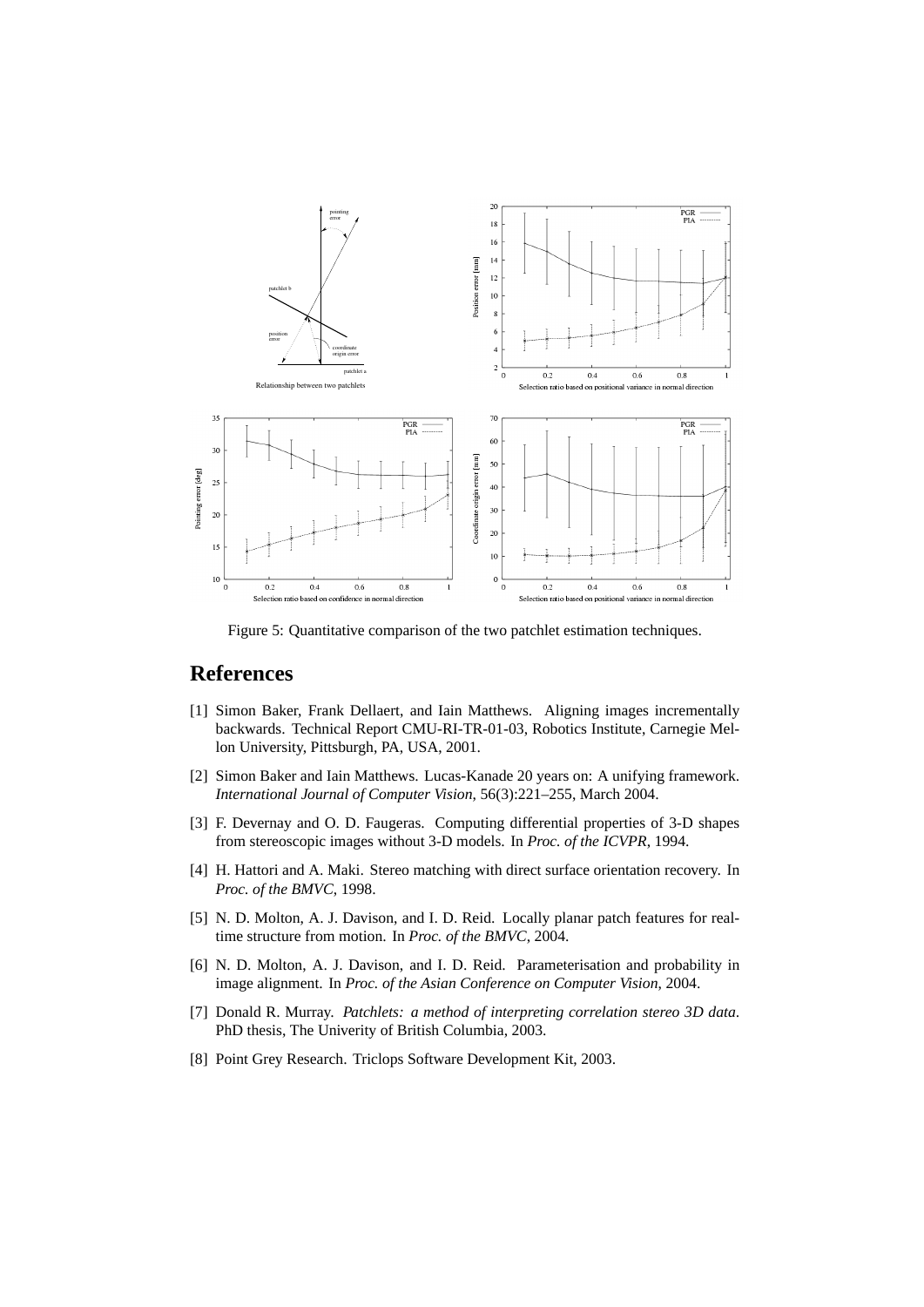pointing error

patchlet b

position error

coordinate origin error

patchlet a

Relationship between two patchlets

PGR
PIA

Position error [mm]

Selection ratio based on positional variance in normal direction

PGR
PIA

Pointing error [deg]

Selection ratio based on confidence in normal direction

PGR
PIA

Coordinate origin error [mm]

Selection ratio based on positional variance in normal direction

Figure 5: Quantitative comparison of the two patchlet estimation techniques.

# References

[1] Simon Baker, Frank Dellaert, and Iain Matthews. Aligning images incrementally backwards. Technical Report CMU-RI-TR-01-03, Robotics Institute, Carnegie Mellon University, Pittsburgh, PA, USA, 2001.

[2] Simon Baker and Iain Matthews. Lucas-Kanade 20 years on: A unifying framework. *International Journal of Computer Vision*, 56(3):221–255, March 2004.

[3] F. Devernay and O. D. Faugeras. Computing differential properties of 3-D shapes from stereoscopic images without 3-D models. In *Proc. of the ICVPR*, 1994.

[4] H. Hattori and A. Maki. Stereo matching with direct surface orientation recovery. In *Proc. of the BMVC*, 1998.

[5] N. D. Molton, A. J. Davison, and I. D. Reid. Locally planar patch features for real-time structure from motion. In *Proc. of the BMVC*, 2004.

[6] N. D. Molton, A. J. Davison, and I. D. Reid. Parameterisation and probability in image alignment. In *Proc. of the Asian Conference on Computer Vision*, 2004.

[7] Donald R. Murray. *Patchlets: a method of interpreting correlation stereo 3D data*. PhD thesis, The Univerity of British Columbia, 2003.

[8] Point Grey Research. Triclops Software Development Kit, 2003.